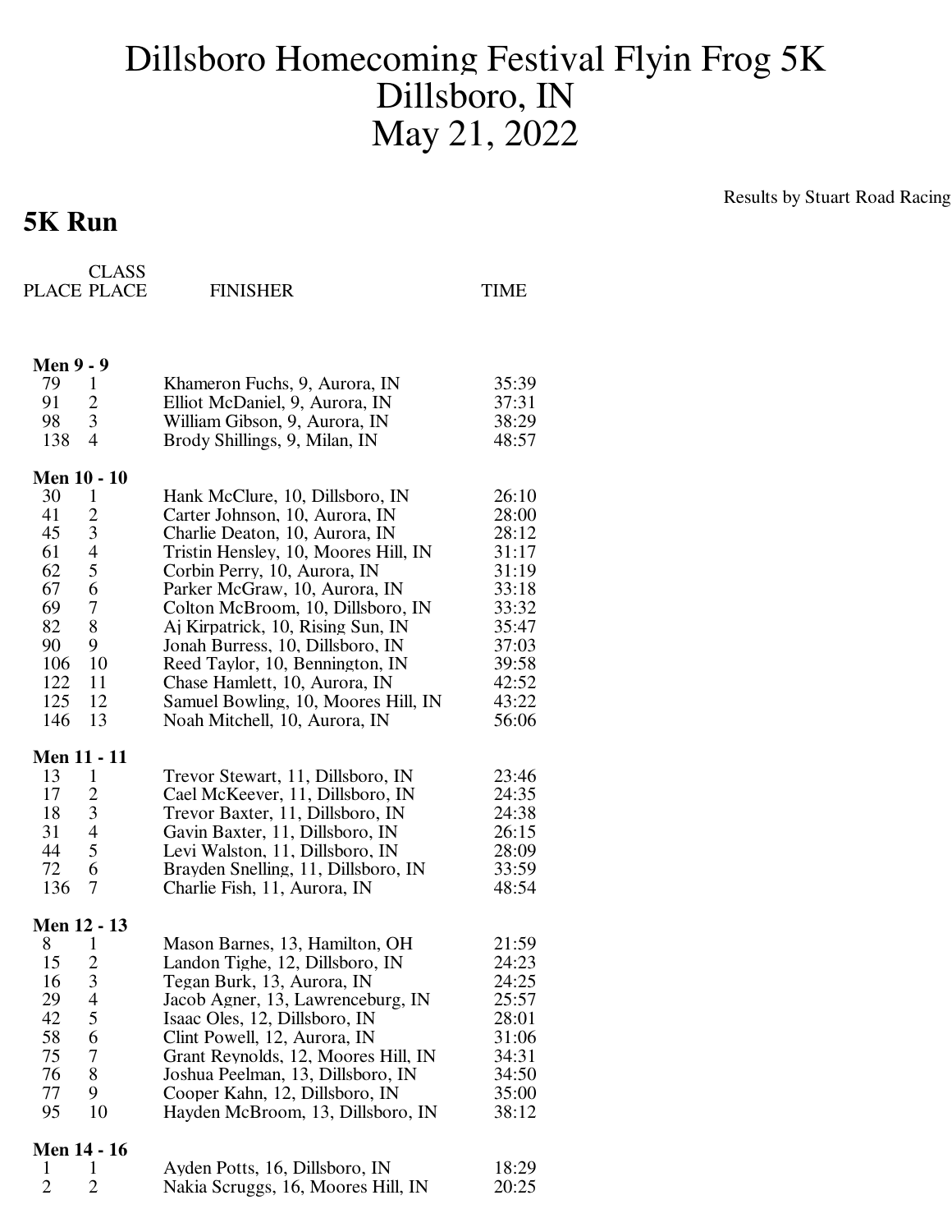# Dillsboro Homecoming Festival Flyin Frog 5K
# Dillsboro, IN
# May 21, 2022

Results by Stuart Road Racing

## 5K Run

| PLACE | CLASS PLACE | FINISHER | TIME |
|---|---|---|---|
| **Men 9 - 9** | | | |
| 79 | 1 | Khameron Fuchs, 9, Aurora, IN | 35:39 |
| 91 | 2 | Elliot McDaniel, 9, Aurora, IN | 37:31 |
| 98 | 3 | William Gibson, 9, Aurora, IN | 38:29 |
| 138 | 4 | Brody Shillings, 9, Milan, IN | 48:57 |
| **Men 10 - 10** | | | |
| 30 | 1 | Hank McClure, 10, Dillsboro, IN | 26:10 |
| 41 | 2 | Carter Johnson, 10, Aurora, IN | 28:00 |
| 45 | 3 | Charlie Deaton, 10, Aurora, IN | 28:12 |
| 61 | 4 | Tristin Hensley, 10, Moores Hill, IN | 31:17 |
| 62 | 5 | Corbin Perry, 10, Aurora, IN | 31:19 |
| 67 | 6 | Parker McGraw, 10, Aurora, IN | 33:18 |
| 69 | 7 | Colton McBroom, 10, Dillsboro, IN | 33:32 |
| 82 | 8 | Aj Kirpatrick, 10, Rising Sun, IN | 35:47 |
| 90 | 9 | Jonah Burress, 10, Dillsboro, IN | 37:03 |
| 106 | 10 | Reed Taylor, 10, Bennington, IN | 39:58 |
| 122 | 11 | Chase Hamlett, 10, Aurora, IN | 42:52 |
| 125 | 12 | Samuel Bowling, 10, Moores Hill, IN | 43:22 |
| 146 | 13 | Noah Mitchell, 10, Aurora, IN | 56:06 |
| **Men 11 - 11** | | | |
| 13 | 1 | Trevor Stewart, 11, Dillsboro, IN | 23:46 |
| 17 | 2 | Cael McKeever, 11, Dillsboro, IN | 24:35 |
| 18 | 3 | Trevor Baxter, 11, Dillsboro, IN | 24:38 |
| 31 | 4 | Gavin Baxter, 11, Dillsboro, IN | 26:15 |
| 44 | 5 | Levi Walston, 11, Dillsboro, IN | 28:09 |
| 72 | 6 | Brayden Snelling, 11, Dillsboro, IN | 33:59 |
| 136 | 7 | Charlie Fish, 11, Aurora, IN | 48:54 |
| **Men 12 - 13** | | | |
| 8 | 1 | Mason Barnes, 13, Hamilton, OH | 21:59 |
| 15 | 2 | Landon Tighe, 12, Dillsboro, IN | 24:23 |
| 16 | 3 | Tegan Burk, 13, Aurora, IN | 24:25 |
| 29 | 4 | Jacob Agner, 13, Lawrenceburg, IN | 25:57 |
| 42 | 5 | Isaac Oles, 12, Dillsboro, IN | 28:01 |
| 58 | 6 | Clint Powell, 12, Aurora, IN | 31:06 |
| 75 | 7 | Grant Reynolds, 12, Moores Hill, IN | 34:31 |
| 76 | 8 | Joshua Peelman, 13, Dillsboro, IN | 34:50 |
| 77 | 9 | Cooper Kahn, 12, Dillsboro, IN | 35:00 |
| 95 | 10 | Hayden McBroom, 13, Dillsboro, IN | 38:12 |
| **Men 14 - 16** | | | |
| 1 | 1 | Ayden Potts, 16, Dillsboro, IN | 18:29 |
| 2 | 2 | Nakia Scruggs, 16, Moores Hill, IN | 20:25 |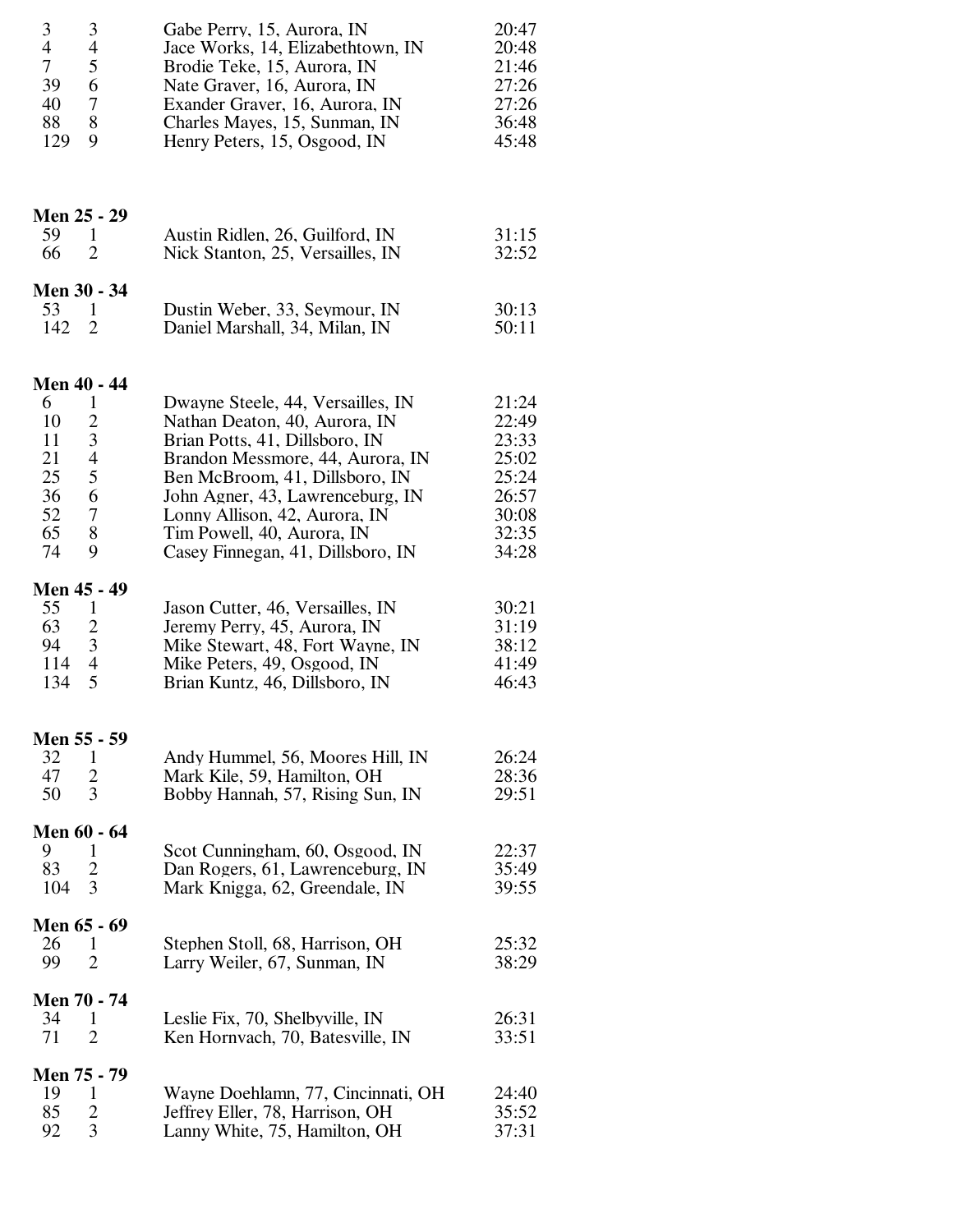| | | | |
|---|---|---|---|
| 3 | 3 | Gabe Perry, 15, Aurora, IN | 20:47 |
| 4 | 4 | Jace Works, 14, Elizabethtown, IN | 20:48 |
| 7 | 5 | Brodie Teke, 15, Aurora, IN | 21:46 |
| 39 | 6 | Nate Graver, 16, Aurora, IN | 27:26 |
| 40 | 7 | Exander Graver, 16, Aurora, IN | 27:26 |
| 88 | 8 | Charles Mayes, 15, Sunman, IN | 36:48 |
| 129 | 9 | Henry Peters, 15, Osgood, IN | 45:48 |

**Men 25 - 29**

| | | | |
|---|---|---|---|
| 59 | 1 | Austin Ridlen, 26, Guilford, IN | 31:15 |
| 66 | 2 | Nick Stanton, 25, Versailles, IN | 32:52 |

**Men 30 - 34**

| | | | |
|---|---|---|---|
| 53 | 1 | Dustin Weber, 33, Seymour, IN | 30:13 |
| 142 | 2 | Daniel Marshall, 34, Milan, IN | 50:11 |

**Men 40 - 44**

| | | | |
|---|---|---|---|
| 6 | 1 | Dwayne Steele, 44, Versailles, IN | 21:24 |
| 10 | 2 | Nathan Deaton, 40, Aurora, IN | 22:49 |
| 11 | 3 | Brian Potts, 41, Dillsboro, IN | 23:33 |
| 21 | 4 | Brandon Messmore, 44, Aurora, IN | 25:02 |
| 25 | 5 | Ben McBroom, 41, Dillsboro, IN | 25:24 |
| 36 | 6 | John Agner, 43, Lawrenceburg, IN | 26:57 |
| 52 | 7 | Lonny Allison, 42, Aurora, IN | 30:08 |
| 65 | 8 | Tim Powell, 40, Aurora, IN | 32:35 |
| 74 | 9 | Casey Finnegan, 41, Dillsboro, IN | 34:28 |

**Men 45 - 49**

| | | | |
|---|---|---|---|
| 55 | 1 | Jason Cutter, 46, Versailles, IN | 30:21 |
| 63 | 2 | Jeremy Perry, 45, Aurora, IN | 31:19 |
| 94 | 3 | Mike Stewart, 48, Fort Wayne, IN | 38:12 |
| 114 | 4 | Mike Peters, 49, Osgood, IN | 41:49 |
| 134 | 5 | Brian Kuntz, 46, Dillsboro, IN | 46:43 |

**Men 55 - 59**

| | | | |
|---|---|---|---|
| 32 | 1 | Andy Hummel, 56, Moores Hill, IN | 26:24 |
| 47 | 2 | Mark Kile, 59, Hamilton, OH | 28:36 |
| 50 | 3 | Bobby Hannah, 57, Rising Sun, IN | 29:51 |

**Men 60 - 64**

| | | | |
|---|---|---|---|
| 9 | 1 | Scot Cunningham, 60, Osgood, IN | 22:37 |
| 83 | 2 | Dan Rogers, 61, Lawrenceburg, IN | 35:49 |
| 104 | 3 | Mark Knigga, 62, Greendale, IN | 39:55 |

**Men 65 - 69**

| | | | |
|---|---|---|---|
| 26 | 1 | Stephen Stoll, 68, Harrison, OH | 25:32 |
| 99 | 2 | Larry Weiler, 67, Sunman, IN | 38:29 |

**Men 70 - 74**

| | | | |
|---|---|---|---|
| 34 | 1 | Leslie Fix, 70, Shelbyville, IN | 26:31 |
| 71 | 2 | Ken Hornvach, 70, Batesville, IN | 33:51 |

**Men 75 - 79**

| | | | |
|---|---|---|---|
| 19 | 1 | Wayne Doehlamn, 77, Cincinnati, OH | 24:40 |
| 85 | 2 | Jeffrey Eller, 78, Harrison, OH | 35:52 |
| 92 | 3 | Lanny White, 75, Hamilton, OH | 37:31 |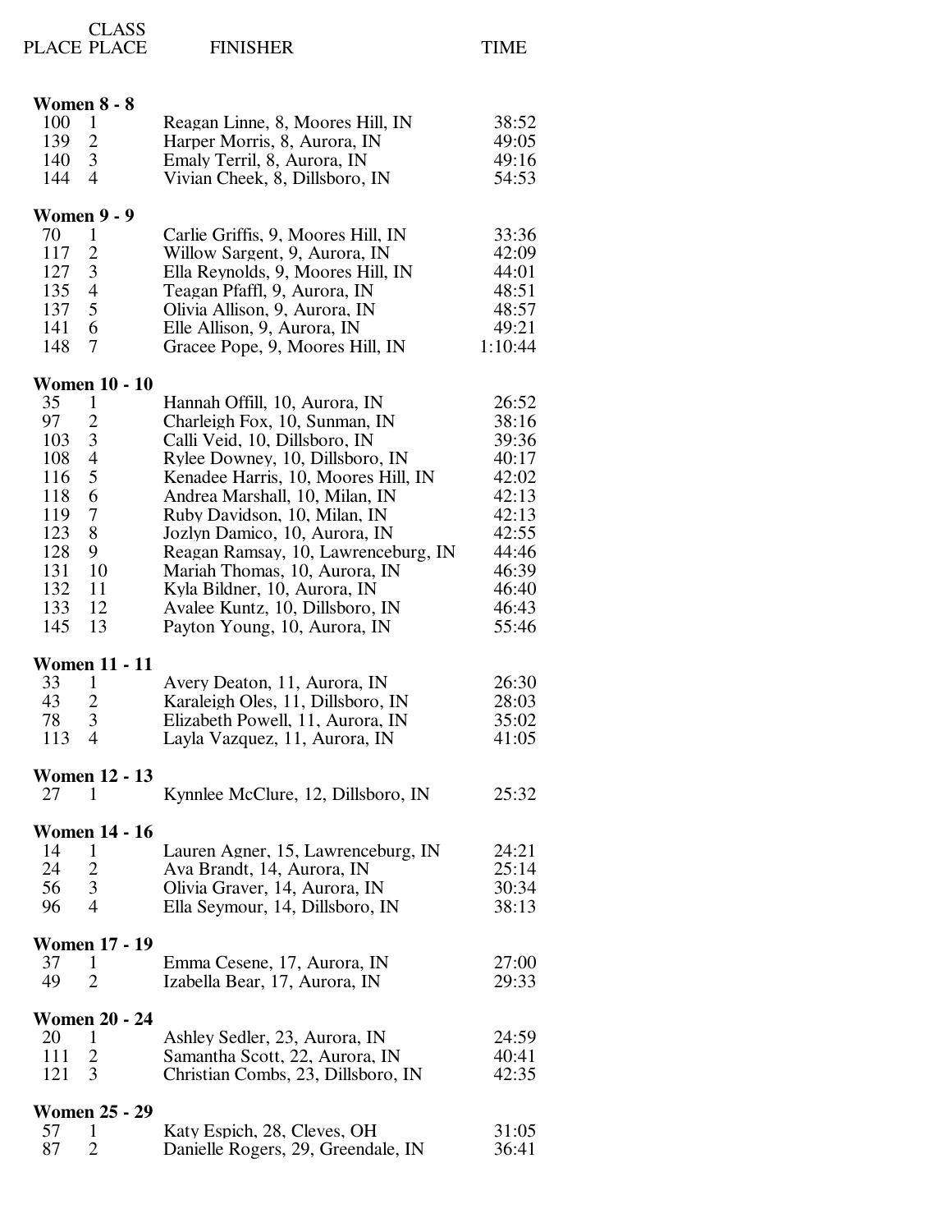| PLACE | CLASS PLACE | FINISHER | TIME |
|---|---|---|---|
| **Women 8 - 8** | | | |
| 100 | 1 | Reagan Linne, 8, Moores Hill, IN | 38:52 |
| 139 | 2 | Harper Morris, 8, Aurora, IN | 49:05 |
| 140 | 3 | Emaly Terril, 8, Aurora, IN | 49:16 |
| 144 | 4 | Vivian Cheek, 8, Dillsboro, IN | 54:53 |
| **Women 9 - 9** | | | |
| 70 | 1 | Carlie Griffis, 9, Moores Hill, IN | 33:36 |
| 117 | 2 | Willow Sargent, 9, Aurora, IN | 42:09 |
| 127 | 3 | Ella Reynolds, 9, Moores Hill, IN | 44:01 |
| 135 | 4 | Teagan Pfaffl, 9, Aurora, IN | 48:51 |
| 137 | 5 | Olivia Allison, 9, Aurora, IN | 48:57 |
| 141 | 6 | Elle Allison, 9, Aurora, IN | 49:21 |
| 148 | 7 | Gracee Pope, 9, Moores Hill, IN | 1:10:44 |
| **Women 10 - 10** | | | |
| 35 | 1 | Hannah Offill, 10, Aurora, IN | 26:52 |
| 97 | 2 | Charleigh Fox, 10, Sunman, IN | 38:16 |
| 103 | 3 | Calli Veid, 10, Dillsboro, IN | 39:36 |
| 108 | 4 | Rylee Downey, 10, Dillsboro, IN | 40:17 |
| 116 | 5 | Kenadee Harris, 10, Moores Hill, IN | 42:02 |
| 118 | 6 | Andrea Marshall, 10, Milan, IN | 42:13 |
| 119 | 7 | Ruby Davidson, 10, Milan, IN | 42:13 |
| 123 | 8 | Jozlyn Damico, 10, Aurora, IN | 42:55 |
| 128 | 9 | Reagan Ramsay, 10, Lawrenceburg, IN | 44:46 |
| 131 | 10 | Mariah Thomas, 10, Aurora, IN | 46:39 |
| 132 | 11 | Kyla Bildner, 10, Aurora, IN | 46:40 |
| 133 | 12 | Avalee Kuntz, 10, Dillsboro, IN | 46:43 |
| 145 | 13 | Payton Young, 10, Aurora, IN | 55:46 |
| **Women 11 - 11** | | | |
| 33 | 1 | Avery Deaton, 11, Aurora, IN | 26:30 |
| 43 | 2 | Karaleigh Oles, 11, Dillsboro, IN | 28:03 |
| 78 | 3 | Elizabeth Powell, 11, Aurora, IN | 35:02 |
| 113 | 4 | Layla Vazquez, 11, Aurora, IN | 41:05 |
| **Women 12 - 13** | | | |
| 27 | 1 | Kynnlee McClure, 12, Dillsboro, IN | 25:32 |
| **Women 14 - 16** | | | |
| 14 | 1 | Lauren Agner, 15, Lawrenceburg, IN | 24:21 |
| 24 | 2 | Ava Brandt, 14, Aurora, IN | 25:14 |
| 56 | 3 | Olivia Graver, 14, Aurora, IN | 30:34 |
| 96 | 4 | Ella Seymour, 14, Dillsboro, IN | 38:13 |
| **Women 17 - 19** | | | |
| 37 | 1 | Emma Cesene, 17, Aurora, IN | 27:00 |
| 49 | 2 | Izabella Bear, 17, Aurora, IN | 29:33 |
| **Women 20 - 24** | | | |
| 20 | 1 | Ashley Sedler, 23, Aurora, IN | 24:59 |
| 111 | 2 | Samantha Scott, 22, Aurora, IN | 40:41 |
| 121 | 3 | Christian Combs, 23, Dillsboro, IN | 42:35 |
| **Women 25 - 29** | | | |
| 57 | 1 | Katy Espich, 28, Cleves, OH | 31:05 |
| 87 | 2 | Danielle Rogers, 29, Greendale, IN | 36:41 |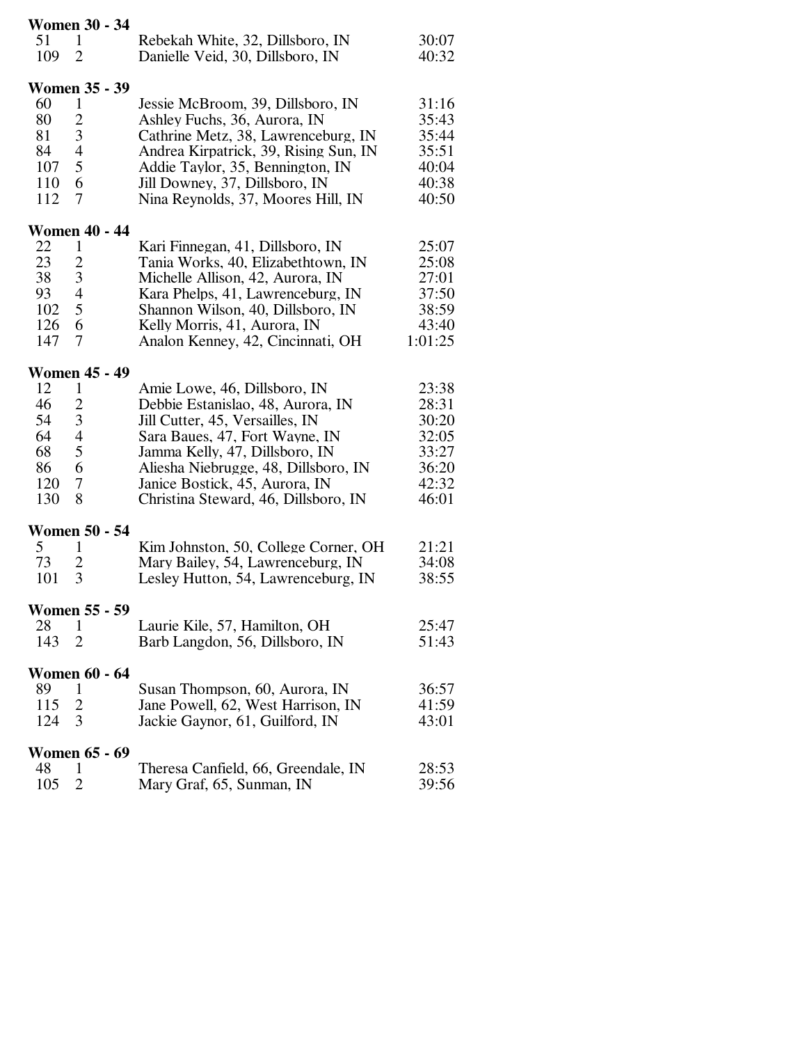**Women 30 - 34**

| | | | |
|---|---|---|---|
| 51 | 1 | Rebekah White, 32, Dillsboro, IN | 30:07 |
| 109 | 2 | Danielle Veid, 30, Dillsboro, IN | 40:32 |

**Women 35 - 39**

| | | | |
|---|---|---|---|
| 60 | 1 | Jessie McBroom, 39, Dillsboro, IN | 31:16 |
| 80 | 2 | Ashley Fuchs, 36, Aurora, IN | 35:43 |
| 81 | 3 | Cathrine Metz, 38, Lawrenceburg, IN | 35:44 |
| 84 | 4 | Andrea Kirpatrick, 39, Rising Sun, IN | 35:51 |
| 107 | 5 | Addie Taylor, 35, Bennington, IN | 40:04 |
| 110 | 6 | Jill Downey, 37, Dillsboro, IN | 40:38 |
| 112 | 7 | Nina Reynolds, 37, Moores Hill, IN | 40:50 |

**Women 40 - 44**

| | | | |
|---|---|---|---|
| 22 | 1 | Kari Finnegan, 41, Dillsboro, IN | 25:07 |
| 23 | 2 | Tania Works, 40, Elizabethtown, IN | 25:08 |
| 38 | 3 | Michelle Allison, 42, Aurora, IN | 27:01 |
| 93 | 4 | Kara Phelps, 41, Lawrenceburg, IN | 37:50 |
| 102 | 5 | Shannon Wilson, 40, Dillsboro, IN | 38:59 |
| 126 | 6 | Kelly Morris, 41, Aurora, IN | 43:40 |
| 147 | 7 | Analon Kenney, 42, Cincinnati, OH | 1:01:25 |

**Women 45 - 49**

| | | | |
|---|---|---|---|
| 12 | 1 | Amie Lowe, 46, Dillsboro, IN | 23:38 |
| 46 | 2 | Debbie Estanislao, 48, Aurora, IN | 28:31 |
| 54 | 3 | Jill Cutter, 45, Versailles, IN | 30:20 |
| 64 | 4 | Sara Baues, 47, Fort Wayne, IN | 32:05 |
| 68 | 5 | Jamma Kelly, 47, Dillsboro, IN | 33:27 |
| 86 | 6 | Aliesha Niebrugge, 48, Dillsboro, IN | 36:20 |
| 120 | 7 | Janice Bostick, 45, Aurora, IN | 42:32 |
| 130 | 8 | Christina Steward, 46, Dillsboro, IN | 46:01 |

**Women 50 - 54**

| | | | |
|---|---|---|---|
| 5 | 1 | Kim Johnston, 50, College Corner, OH | 21:21 |
| 73 | 2 | Mary Bailey, 54, Lawrenceburg, IN | 34:08 |
| 101 | 3 | Lesley Hutton, 54, Lawrenceburg, IN | 38:55 |

**Women 55 - 59**

| | | | |
|---|---|---|---|
| 28 | 1 | Laurie Kile, 57, Hamilton, OH | 25:47 |
| 143 | 2 | Barb Langdon, 56, Dillsboro, IN | 51:43 |

**Women 60 - 64**

| | | | |
|---|---|---|---|
| 89 | 1 | Susan Thompson, 60, Aurora, IN | 36:57 |
| 115 | 2 | Jane Powell, 62, West Harrison, IN | 41:59 |
| 124 | 3 | Jackie Gaynor, 61, Guilford, IN | 43:01 |

**Women 65 - 69**

| | | | |
|---|---|---|---|
| 48 | 1 | Theresa Canfield, 66, Greendale, IN | 28:53 |
| 105 | 2 | Mary Graf, 65, Sunman, IN | 39:56 |